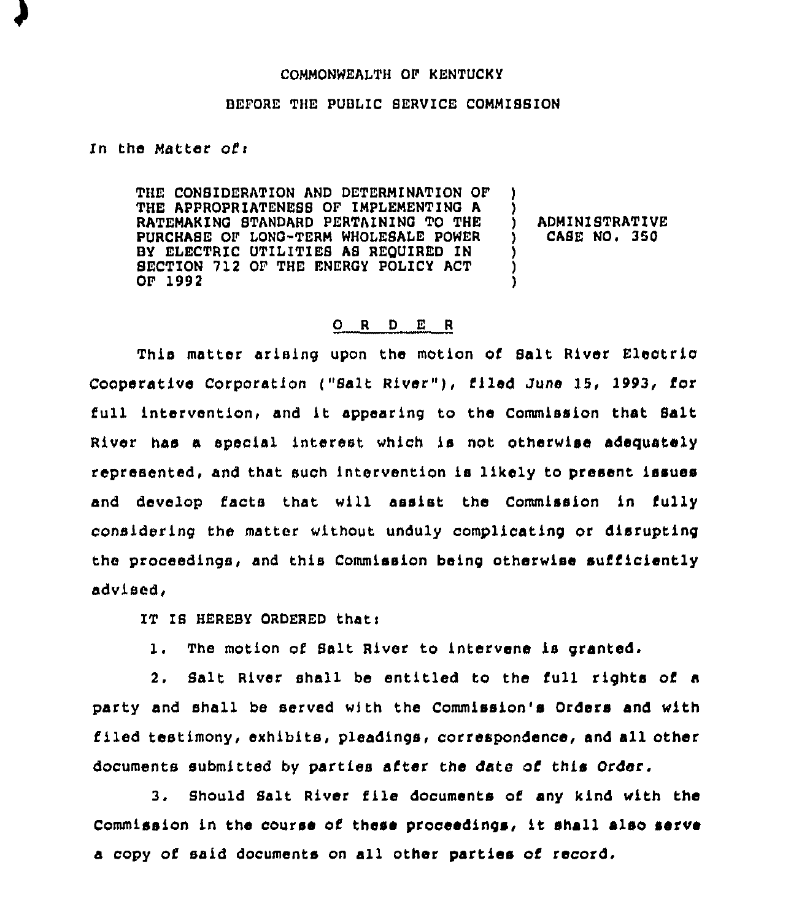COMMONWEALTH OF KENTUCKY

BEFORE THE PUBLIC SERVICE COMMISSION

*In the Matter of:*

| | | |
|---|---|---|
| THE CONSIDERATION AND DETERMINATION OF THE APPROPRIATENESS OF IMPLEMENTING A RATEMAKING STANDARD PERTAINING TO THE PURCHASE OF LONG-TERM WHOLESALE POWER BY ELECTRIC UTILITIES AS REQUIRED IN SECTION 712 OF THE ENERGY POLICY ACT OF 1992 | ) | ADMINISTRATIVE CASE NO. 350 |

## O R D E R

This matter arising upon the motion of Salt River Electric Cooperative Corporation ("Salt River"), filed June 15, 1993, for full intervention, and it appearing to the Commission that Salt River has a special interest which is not otherwise adequately represented, and that such intervention is likely to present issues and develop facts that will assist the Commission in fully considering the matter without unduly complicating or disrupting the proceedings, and this Commission being otherwise sufficiently advised,

IT IS HEREBY ORDERED that:

1. The motion of Salt River to intervene is granted.

2. Salt River shall be entitled to the full rights of a party and shall be served with the Commission's Orders and with filed testimony, exhibits, pleadings, correspondence, and all other documents submitted by parties after the date of this Order.

3. Should Salt River file documents of any kind with the Commission in the course of these proceedings, it shall also serve a copy of said documents on all other parties of record.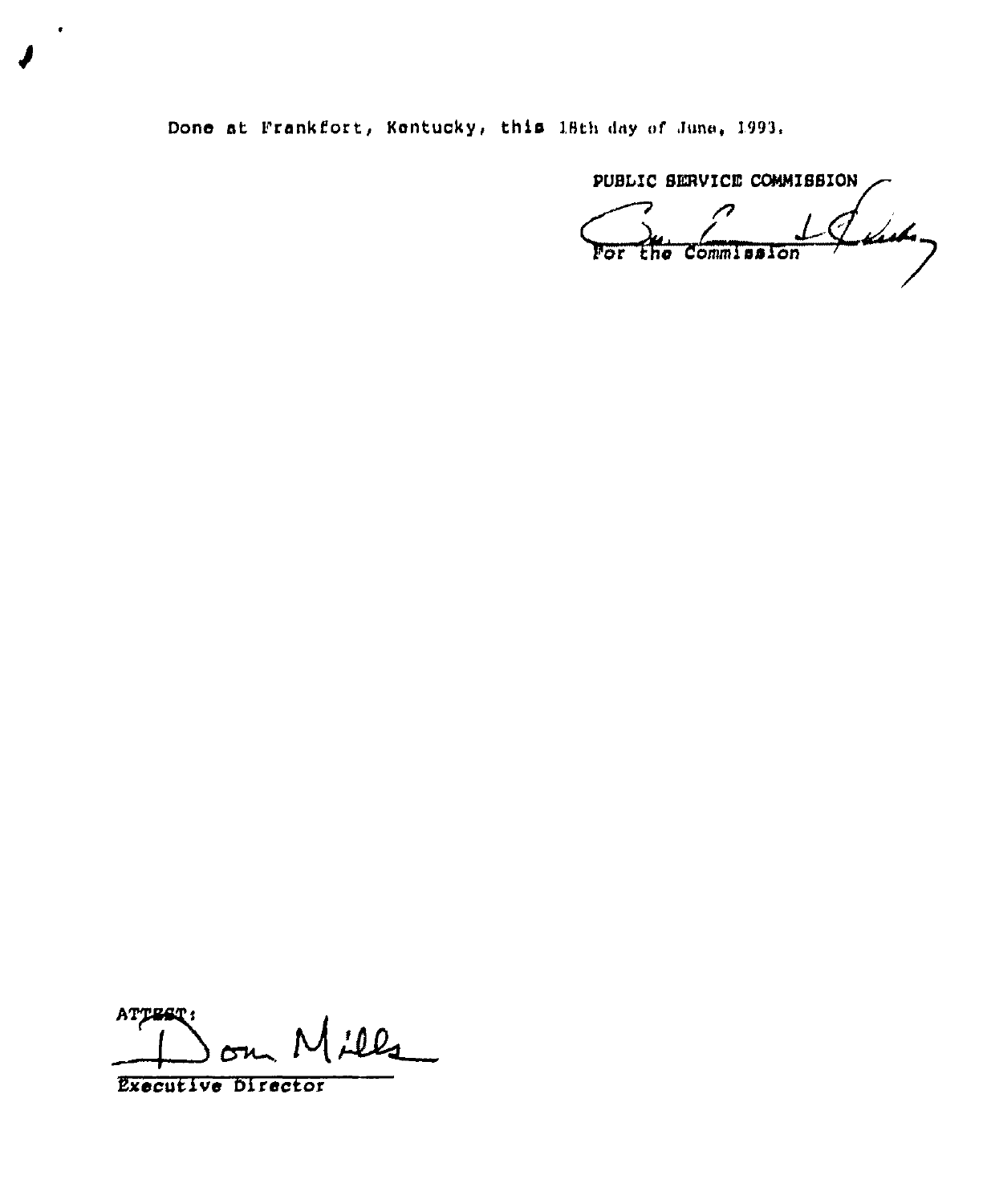Done at Frankfort, Kentucky, this 18th day of June, 1993.

PUBLIC SERVICE COMMISSION

For the Commission

ATTEST:

Don Mills

Executive Director